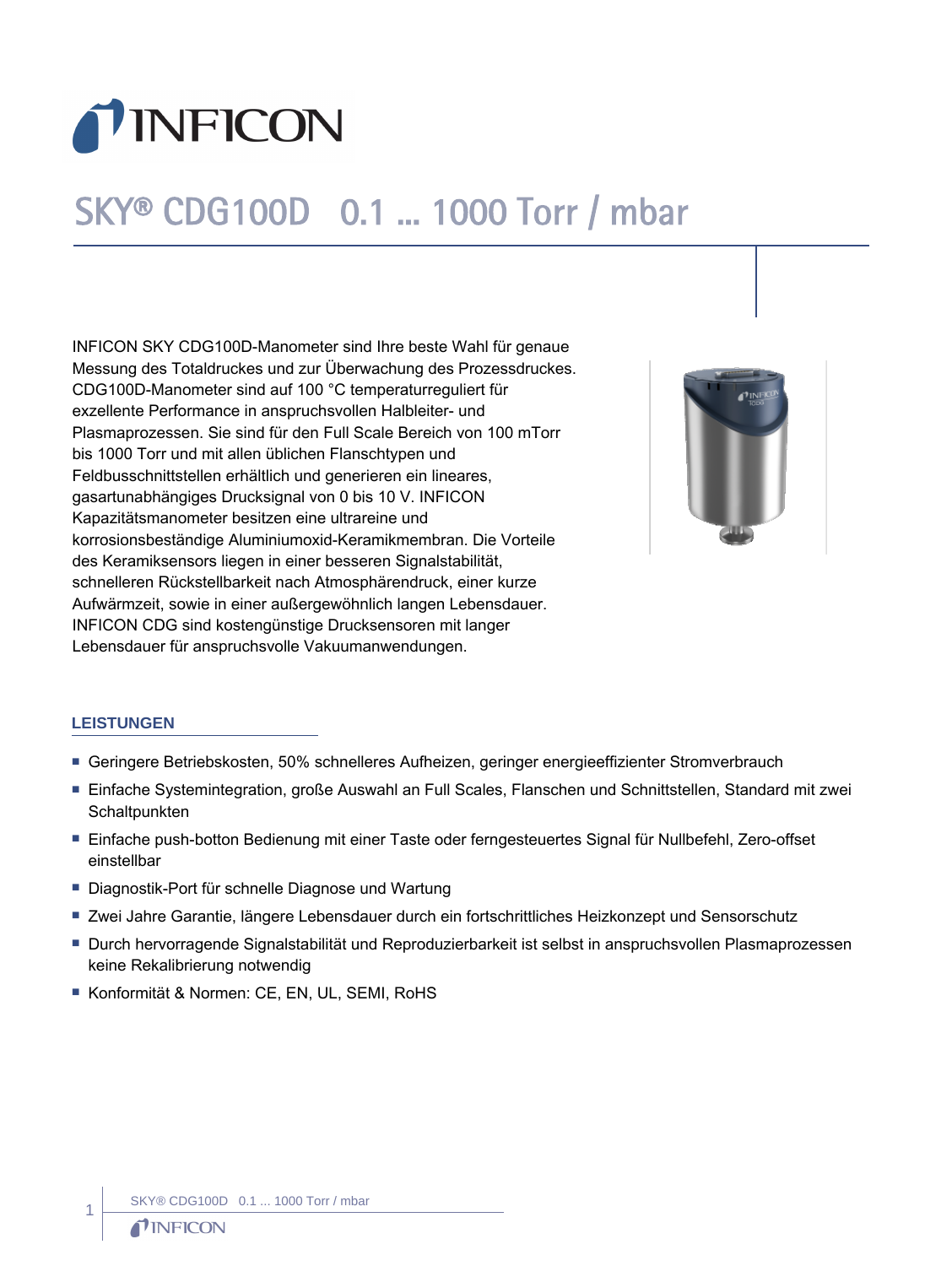# SKY® CDG100D 0.1 ... 1000 Torr / mbar

INFICON SKY CDG100D-Manometer sind Ihre beste Wahl für genaue Messung des Totaldruckes und zur Überwachung des Prozessdruckes. CDG100D-Manometer sind auf 100 °C temperaturreguliert für exzellente Performance in anspruchsvollen Halbleiter- und Plasmaprozessen. Sie sind für den Full Scale Bereich von 100 mTorr bis 1000 Torr und mit allen üblichen Flanschtypen und Feldbusschnittstellen erhältlich und generieren ein lineares, gasartunabhängiges Drucksignal von 0 bis 10 V. INFICON Kapazitätsmanometer besitzen eine ultrareine und korrosionsbeständige Aluminiumoxid-Keramikmembran. Die Vorteile des Keramiksensors liegen in einer besseren Signalstabilität, schnelleren Rückstellbarkeit nach Atmosphärendruck, einer kurze Aufwärmzeit, sowie in einer außergewöhnlich langen Lebensdauer. INFICON CDG sind kostengünstige Drucksensoren mit langer Lebensdauer für anspruchsvolle Vakuumanwendungen.

## LEISTUNGEN

- Geringere Betriebskosten, 50% schnelleres Aufheizen, geringer energieeffizienter Stromverbrauch
- Einfache Systemintegration, große Auswahl an Full Scales, Flanschen und Schnittstellen, Standard mit zwei Schaltpunkten
- Einfache push-botton Bedienung mit einer Taste oder ferngesteuertes Signal für Nullbefehl, Zero-offset einstellbar
- Diagnostik-Port für schnelle Diagnose und Wartung
- Zwei Jahre Garantie, längere Lebensdauer durch ein fortschrittliches Heizkonzept und Sensorschutz
- Durch hervorragende Signalstabilität und Reproduzierbarkeit ist selbst in anspruchsvollen Plasmaprozessen keine Rekalibrierung notwendig
- Konformität & Normen: CE, EN, UL, SEMI, RoHS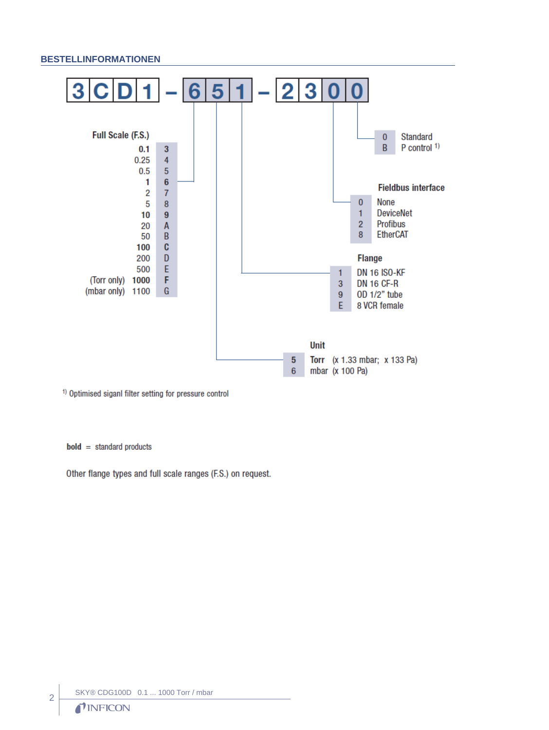## BESTELLINFORMATIONEN

**3 C D 1 – 6 5 1 – 2 3 0 0**

**Full Scale (F.S.)**

| F.S. | Code |
|---|---|
| **0.1** | **3** |
| 0.25 | 4 |
| 0.5 | 5 |
| **1** | **6** |
| 2 | 7 |
| 5 | 8 |
| **10** | **9** |
| 20 | A |
| 50 | B |
| **100** | **C** |
| 200 | D |
| 500 | E |
| (Torr only) **1000** | **F** |
| (mbar only) 1100 | G |

**Unit**

| Code | Unit |
|---|---|
| 5 | **Torr** (x 1.33 mbar; x 133 Pa) |
| 6 | mbar (x 100 Pa) |

**Flange**

| Code | Flange |
|---|---|
| 1 | DN 16 ISO-KF |
| 3 | DN 16 CF-R |
| 9 | OD 1/2" tube |
| E | 8 VCR female |

**Fieldbus interface**

| Code | Interface |
|---|---|
| 0 | None |
| 1 | DeviceNet |
| 2 | Profibus |
| 8 | EtherCAT |

| Code | Option |
|---|---|
| 0 | Standard |
| B | P control [1] |

[1] Optimised siganl filter setting for pressure control

**bold** = standard products

Other flange types and full scale ranges (F.S.) on request.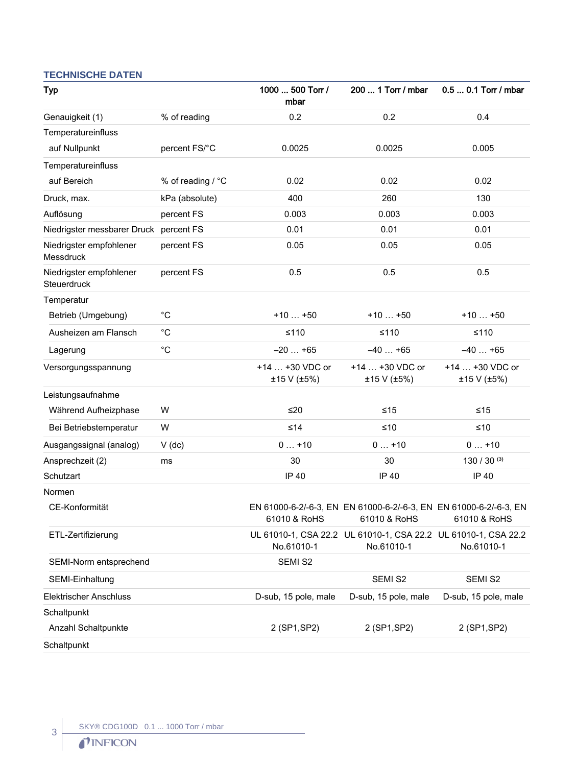## TECHNISCHE DATEN

| Typ | | 1000 ... 500 Torr / mbar | 200 ... 1 Torr / mbar | 0.5 ... 0.1 Torr / mbar |
|---|---|---|---|---|
| Genauigkeit (1) | % of reading | 0.2 | 0.2 | 0.4 |
| Temperatureinfluss | | | | |
| auf Nullpunkt | percent FS/°C | 0.0025 | 0.0025 | 0.005 |
| Temperatureinfluss | | | | |
| auf Bereich | % of reading / °C | 0.02 | 0.02 | 0.02 |
| Druck, max. | kPa (absolute) | 400 | 260 | 130 |
| Auflösung | percent FS | 0.003 | 0.003 | 0.003 |
| Niedrigster messbarer Druck | percent FS | 0.01 | 0.01 | 0.01 |
| Niedrigster empfohlener Messdruck | percent FS | 0.05 | 0.05 | 0.05 |
| Niedrigster empfohlener Steuerdruck | percent FS | 0.5 | 0.5 | 0.5 |
| Temperatur | | | | |
| Betrieb (Umgebung) | °C | +10 … +50 | +10 … +50 | +10 … +50 |
| Ausheizen am Flansch | °C | ≤110 | ≤110 | ≤110 |
| Lagerung | °C | –20 … +65 | –40 … +65 | –40 … +65 |
| Versorgungsspannung | | +14 … +30 VDC or ±15 V (±5%) | +14 … +30 VDC or ±15 V (±5%) | +14 … +30 VDC or ±15 V (±5%) |
| Leistungsaufnahme | | | | |
| Während Aufheizphase | W | ≤20 | ≤15 | ≤15 |
| Bei Betriebstemperatur | W | ≤14 | ≤10 | ≤10 |
| Ausgangssignal (analog) | V (dc) | 0 … +10 | 0 … +10 | 0 … +10 |
| Ansprechzeit (2) | ms | 30 | 30 | 130 / 30 (3) |
| Schutzart | | IP 40 | IP 40 | IP 40 |
| Normen | | | | |
| CE-Konformität | | EN 61000-6-2/-6-3, EN 61010 & RoHS | EN 61000-6-2/-6-3, EN 61010 & RoHS | EN 61000-6-2/-6-3, EN 61010 & RoHS |
| ETL-Zertifizierung | | UL 61010-1, CSA 22.2 No.61010-1 | UL 61010-1, CSA 22.2 No.61010-1 | UL 61010-1, CSA 22.2 No.61010-1 |
| SEMI-Norm entsprechend | | SEMI S2 | | |
| SEMI-Einhaltung | | | SEMI S2 | SEMI S2 |
| Elektrischer Anschluss | | D-sub, 15 pole, male | D-sub, 15 pole, male | D-sub, 15 pole, male |
| Schaltpunkt | | | | |
| Anzahl Schaltpunkte | | 2 (SP1,SP2) | 2 (SP1,SP2) | 2 (SP1,SP2) |
| Schaltpunkt | | | | |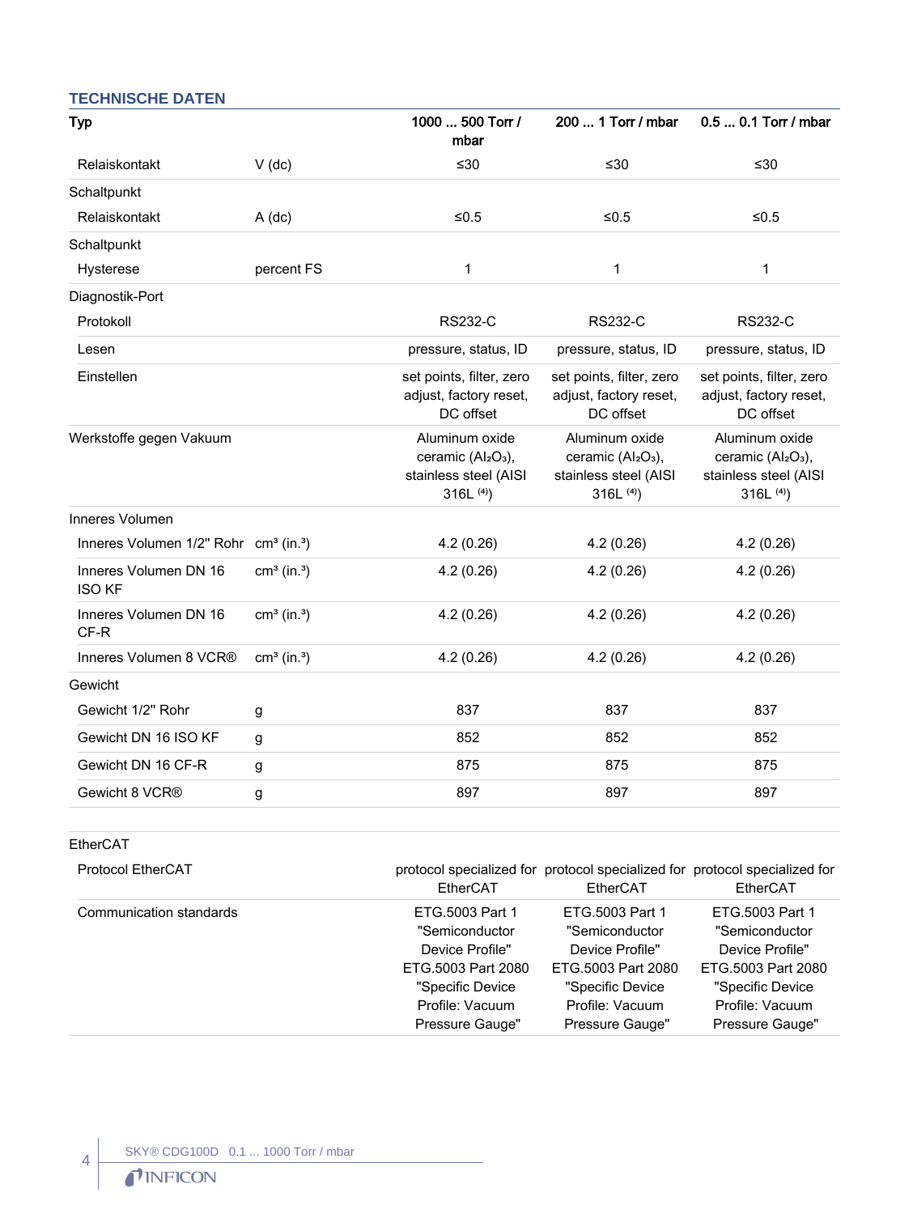## TECHNISCHE DATEN

| Typ | | 1000 ... 500 Torr / mbar | 200 ... 1 Torr / mbar | 0.5 ... 0.1 Torr / mbar |
|---|---|---|---|---|
| Relaiskontakt | V (dc) | ≤30 | ≤30 | ≤30 |
| Schaltpunkt | | | | |
| Relaiskontakt | A (dc) | ≤0.5 | ≤0.5 | ≤0.5 |
| Schaltpunkt | | | | |
| Hysterese | percent FS | 1 | 1 | 1 |
| Diagnostik-Port | | | | |
| Protokoll | | RS232-C | RS232-C | RS232-C |
| Lesen | | pressure, status, ID | pressure, status, ID | pressure, status, ID |
| Einstellen | | set points, filter, zero adjust, factory reset, DC offset | set points, filter, zero adjust, factory reset, DC offset | set points, filter, zero adjust, factory reset, DC offset |
| Werkstoffe gegen Vakuum | | Aluminum oxide ceramic ($Al_2O_3$), stainless steel (AISI 316L [4]) | Aluminum oxide ceramic ($Al_2O_3$), stainless steel (AISI 316L [4]) | Aluminum oxide ceramic ($Al_2O_3$), stainless steel (AISI 316L [4]) |
| Inneres Volumen | | | | |
| Inneres Volumen 1/2" Rohr | $cm^3$ ($in.^3$) | 4.2 (0.26) | 4.2 (0.26) | 4.2 (0.26) |
| Inneres Volumen DN 16 ISO KF | $cm^3$ ($in.^3$) | 4.2 (0.26) | 4.2 (0.26) | 4.2 (0.26) |
| Inneres Volumen DN 16 CF-R | $cm^3$ ($in.^3$) | 4.2 (0.26) | 4.2 (0.26) | 4.2 (0.26) |
| Inneres Volumen 8 VCR® | $cm^3$ ($in.^3$) | 4.2 (0.26) | 4.2 (0.26) | 4.2 (0.26) |
| Gewicht | | | | |
| Gewicht 1/2" Rohr | g | 837 | 837 | 837 |
| Gewicht DN 16 ISO KF | g | 852 | 852 | 852 |
| Gewicht DN 16 CF-R | g | 875 | 875 | 875 |
| Gewicht 8 VCR® | g | 897 | 897 | 897 |

| EtherCAT | | | | |
|---|---|---|---|---|
| Protocol EtherCAT | | protocol specialized for EtherCAT | protocol specialized for EtherCAT | protocol specialized for EtherCAT |
| Communication standards | | ETG.5003 Part 1 "Semiconductor Device Profile" ETG.5003 Part 2080 "Specific Device Profile: Vacuum Pressure Gauge" | ETG.5003 Part 1 "Semiconductor Device Profile" ETG.5003 Part 2080 "Specific Device Profile: Vacuum Pressure Gauge" | ETG.5003 Part 1 "Semiconductor Device Profile" ETG.5003 Part 2080 "Specific Device Profile: Vacuum Pressure Gauge" |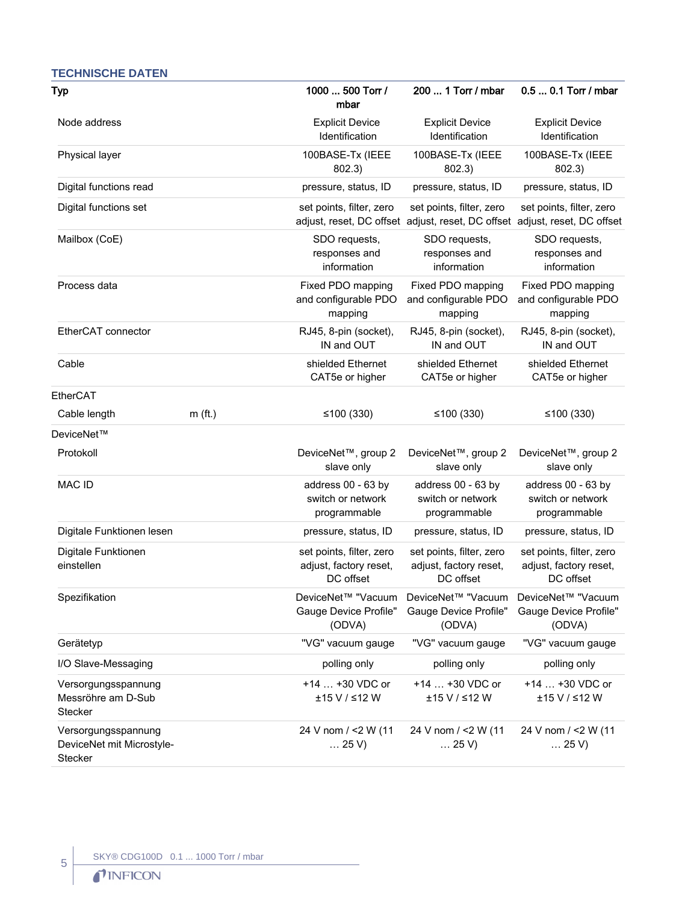## TECHNISCHE DATEN

| Typ | | 1000 ... 500 Torr / mbar | 200 ... 1 Torr / mbar | 0.5 ... 0.1 Torr / mbar |
|---|---|---|---|---|
| Node address | | Explicit Device Identification | Explicit Device Identification | Explicit Device Identification |
| Physical layer | | 100BASE-Tx (IEEE 802.3) | 100BASE-Tx (IEEE 802.3) | 100BASE-Tx (IEEE 802.3) |
| Digital functions read | | pressure, status, ID | pressure, status, ID | pressure, status, ID |
| Digital functions set | | set points, filter, zero adjust, reset, DC offset | set points, filter, zero adjust, reset, DC offset | set points, filter, zero adjust, reset, DC offset |
| Mailbox (CoE) | | SDO requests, responses and information | SDO requests, responses and information | SDO requests, responses and information |
| Process data | | Fixed PDO mapping and configurable PDO mapping | Fixed PDO mapping and configurable PDO mapping | Fixed PDO mapping and configurable PDO mapping |
| EtherCAT connector | | RJ45, 8-pin (socket), IN and OUT | RJ45, 8-pin (socket), IN and OUT | RJ45, 8-pin (socket), IN and OUT |
| Cable | | shielded Ethernet CAT5e or higher | shielded Ethernet CAT5e or higher | shielded Ethernet CAT5e or higher |
| EtherCAT | | | | |
| Cable length | m (ft.) | ≤100 (330) | ≤100 (330) | ≤100 (330) |
| DeviceNet™ | | | | |
| Protokoll | | DeviceNet™, group 2 slave only | DeviceNet™, group 2 slave only | DeviceNet™, group 2 slave only |
| MAC ID | | address 00 - 63 by switch or network programmable | address 00 - 63 by switch or network programmable | address 00 - 63 by switch or network programmable |
| Digitale Funktionen lesen | | pressure, status, ID | pressure, status, ID | pressure, status, ID |
| Digitale Funktionen einstellen | | set points, filter, zero adjust, factory reset, DC offset | set points, filter, zero adjust, factory reset, DC offset | set points, filter, zero adjust, factory reset, DC offset |
| Spezifikation | | DeviceNet™ "Vacuum Gauge Device Profile" (ODVA) | DeviceNet™ "Vacuum Gauge Device Profile" (ODVA) | DeviceNet™ "Vacuum Gauge Device Profile" (ODVA) |
| Gerätetyp | | "VG" vacuum gauge | "VG" vacuum gauge | "VG" vacuum gauge |
| I/O Slave-Messaging | | polling only | polling only | polling only |
| Versorgungsspannung Messröhre am D-Sub Stecker | | +14 … +30 VDC or ±15 V / ≤12 W | +14 … +30 VDC or ±15 V / ≤12 W | +14 … +30 VDC or ±15 V / ≤12 W |
| Versorgungsspannung DeviceNet mit Microstyle-Stecker | | 24 V nom / <2 W (11 … 25 V) | 24 V nom / <2 W (11 … 25 V) | 24 V nom / <2 W (11 … 25 V) |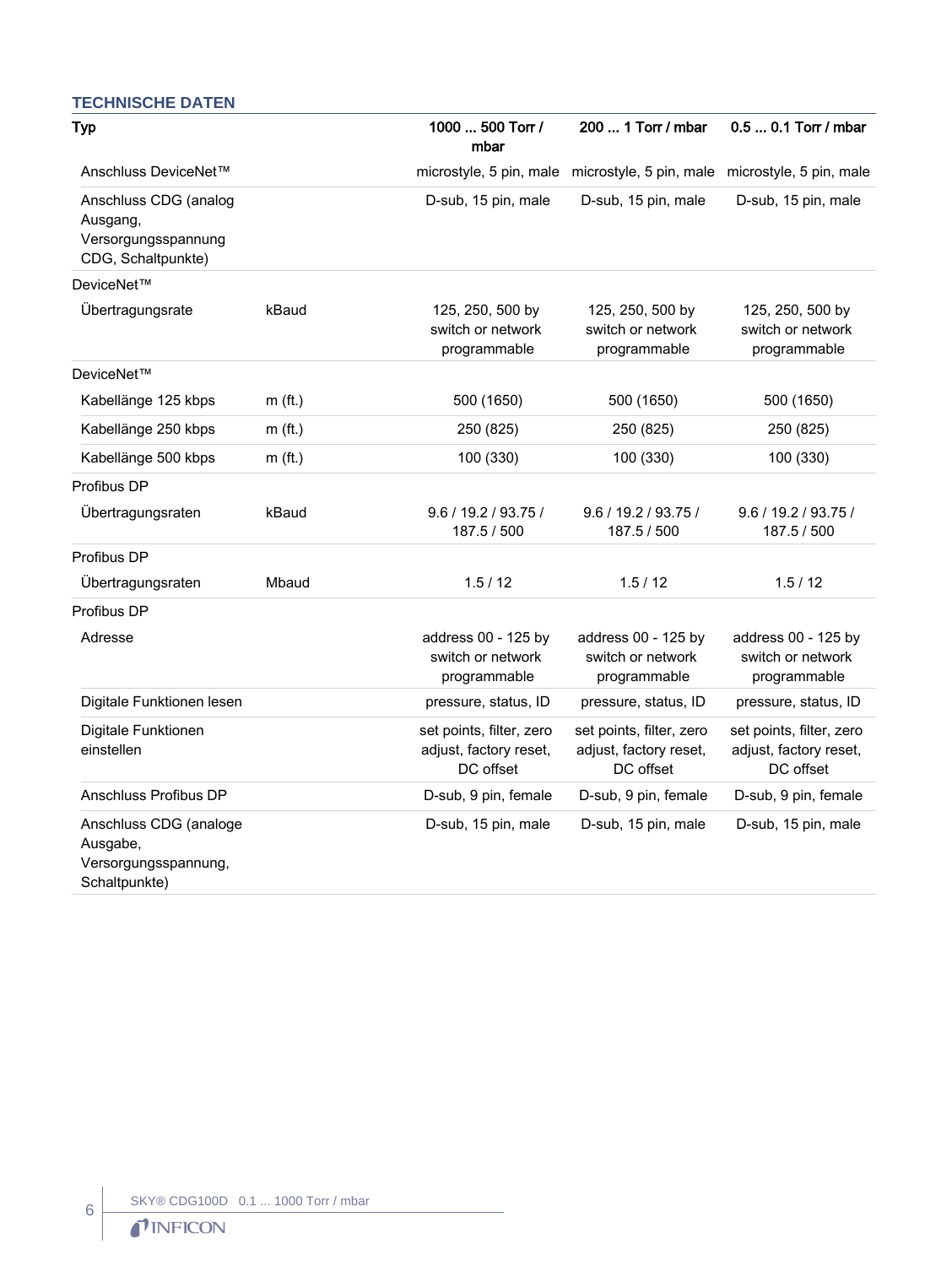## TECHNISCHE DATEN

| Typ | | 1000 ... 500 Torr / mbar | 200 ... 1 Torr / mbar | 0.5 ... 0.1 Torr / mbar |
|---|---|---|---|---|
| Anschluss DeviceNet™ | | microstyle, 5 pin, male | microstyle, 5 pin, male | microstyle, 5 pin, male |
| Anschluss CDG (analog Ausgang, Versorgungsspannung CDG, Schaltpunkte) | | D-sub, 15 pin, male | D-sub, 15 pin, male | D-sub, 15 pin, male |
| DeviceNet™ | | | | |
| Übertragungsrate | kBaud | 125, 250, 500 by switch or network programmable | 125, 250, 500 by switch or network programmable | 125, 250, 500 by switch or network programmable |
| DeviceNet™ | | | | |
| Kabellänge 125 kbps | m (ft.) | 500 (1650) | 500 (1650) | 500 (1650) |
| Kabellänge 250 kbps | m (ft.) | 250 (825) | 250 (825) | 250 (825) |
| Kabellänge 500 kbps | m (ft.) | 100 (330) | 100 (330) | 100 (330) |
| Profibus DP | | | | |
| Übertragungsraten | kBaud | 9.6 / 19.2 / 93.75 / 187.5 / 500 | 9.6 / 19.2 / 93.75 / 187.5 / 500 | 9.6 / 19.2 / 93.75 / 187.5 / 500 |
| Profibus DP | | | | |
| Übertragungsraten | Mbaud | 1.5 / 12 | 1.5 / 12 | 1.5 / 12 |
| Profibus DP | | | | |
| Adresse | | address 00 - 125 by switch or network programmable | address 00 - 125 by switch or network programmable | address 00 - 125 by switch or network programmable |
| Digitale Funktionen lesen | | pressure, status, ID | pressure, status, ID | pressure, status, ID |
| Digitale Funktionen einstellen | | set points, filter, zero adjust, factory reset, DC offset | set points, filter, zero adjust, factory reset, DC offset | set points, filter, zero adjust, factory reset, DC offset |
| Anschluss Profibus DP | | D-sub, 9 pin, female | D-sub, 9 pin, female | D-sub, 9 pin, female |
| Anschluss CDG (analoge Ausgabe, Versorgungsspannung, Schaltpunkte) | | D-sub, 15 pin, male | D-sub, 15 pin, male | D-sub, 15 pin, male |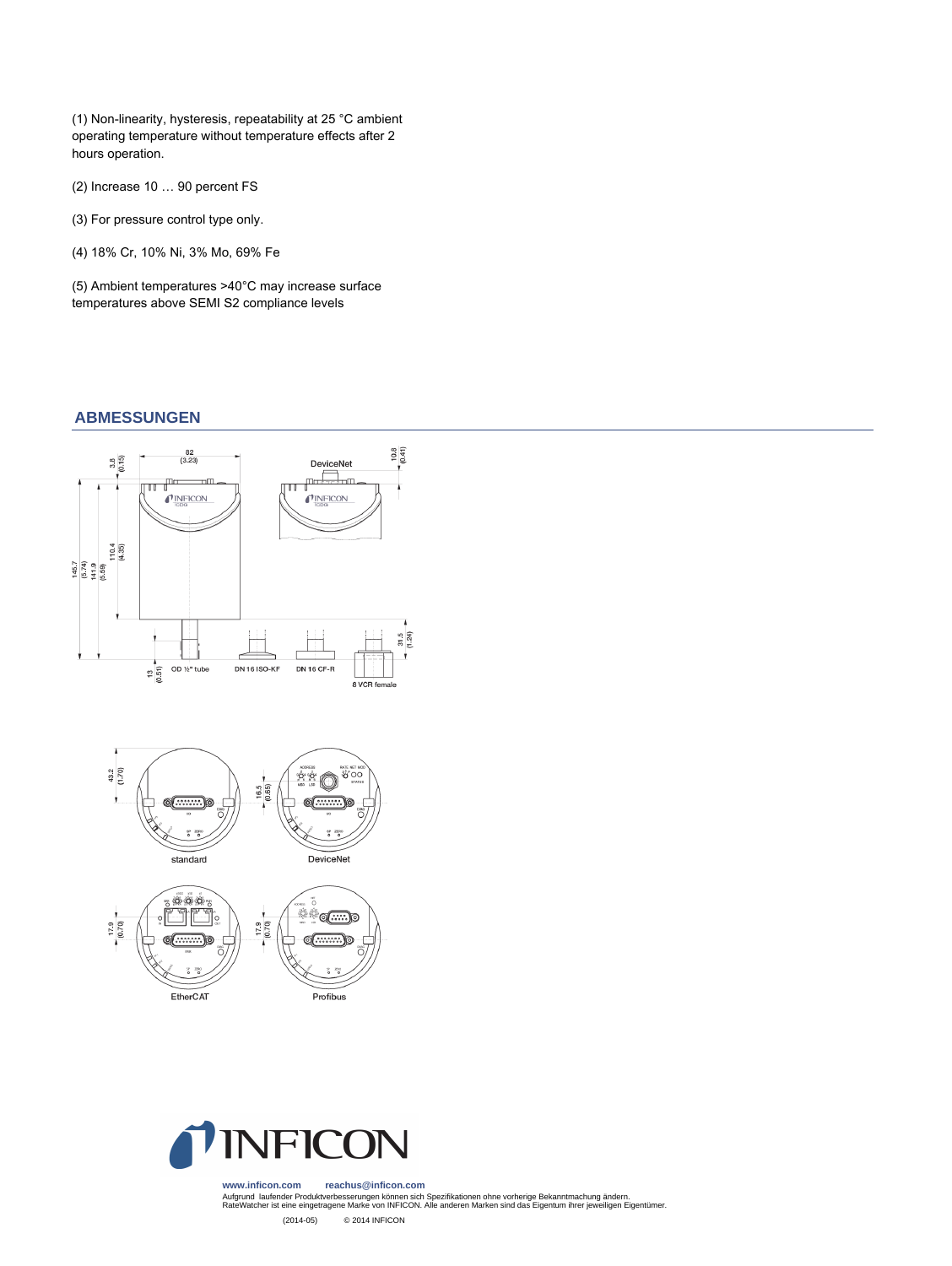(1) Non-linearity, hysteresis, repeatability at 25 °C ambient operating temperature without temperature effects after 2 hours operation.

(2) Increase 10 … 90 percent FS

(3) For pressure control type only.

(4) 18% Cr, 10% Ni, 3% Mo, 69% Fe

(5) Ambient temperatures >40°C may increase surface temperatures above SEMI S2 compliance levels

## ABMESSUNGEN

82 (3.23)
3.8 (0.15)
10.8 (0.41)
DeviceNet
145.7 (5.74)
141.9 (5.59)
110.4 (4.35)
31.5 (1.24)
13 (0.51)
OD ½" tube
DN 16 ISO-KF
DN 16 CF-R
8 VCR female

43.2 (1.70)
16.5 (0.65)
standard
DeviceNet

17.9 (0.70)
17.9 (0.70)
EtherCAT
Profibus

www.inficon.com reachus@inficon.com

Aufgrund laufender Produktverbesserungen können sich Spezifikationen ohne vorherige Bekanntmachung ändern.
RateWatcher ist eine eingetragene Marke von INFICON. Alle anderen Marken sind das Eigentum ihrer jeweiligen Eigentümer.

(2014-05) © 2014 INFICON